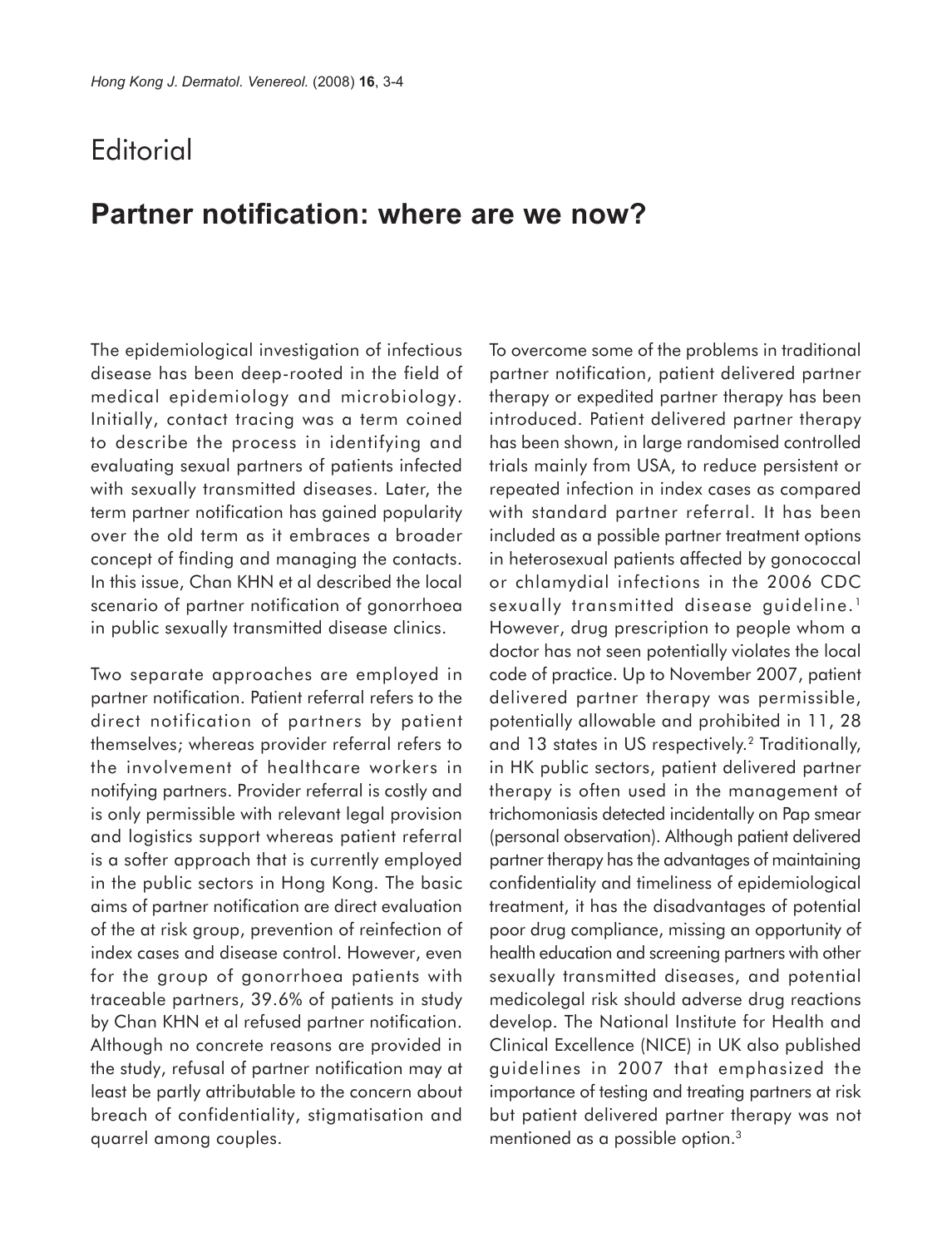# Editorial

## Partner notification: where are we now?

The epidemiological investigation of infectious disease has been deep-rooted in the field of medical epidemiology and microbiology. Initially, contact tracing was a term coined to describe the process in identifying and evaluating sexual partners of patients infected with sexually transmitted diseases. Later, the term partner notification has gained popularity over the old term as it embraces a broader concept of finding and managing the contacts. In this issue, Chan KHN et al described the local scenario of partner notification of gonorrhoea in public sexually transmitted disease clinics.

Two separate approaches are employed in partner notification. Patient referral refers to the direct notification of partners by patient themselves; whereas provider referral refers to the involvement of healthcare workers in notifying partners. Provider referral is costly and is only permissible with relevant legal provision and logistics support whereas patient referral is a softer approach that is currently employed in the public sectors in Hong Kong. The basic aims of partner notification are direct evaluation of the at risk group, prevention of reinfection of index cases and disease control. However, even for the group of gonorrhoea patients with traceable partners, 39.6% of patients in study by Chan KHN et al refused partner notification. Although no concrete reasons are provided in the study, refusal of partner notification may at least be partly attributable to the concern about breach of confidentiality, stigmatisation and quarrel among couples.

To overcome some of the problems in traditional partner notification, patient delivered partner therapy or expedited partner therapy has been introduced. Patient delivered partner therapy has been shown, in large randomised controlled trials mainly from USA, to reduce persistent or repeated infection in index cases as compared with standard partner referral. It has been included as a possible partner treatment options in heterosexual patients affected by gonococcal or chlamydial infections in the 2006 CDC sexually transmitted disease guideline.[1] However, drug prescription to people whom a doctor has not seen potentially violates the local code of practice. Up to November 2007, patient delivered partner therapy was permissible, potentially allowable and prohibited in 11, 28 and 13 states in US respectively.[2] Traditionally, in HK public sectors, patient delivered partner therapy is often used in the management of trichomoniasis detected incidentally on Pap smear (personal observation). Although patient delivered partner therapy has the advantages of maintaining confidentiality and timeliness of epidemiological treatment, it has the disadvantages of potential poor drug compliance, missing an opportunity of health education and screening partners with other sexually transmitted diseases, and potential medicolegal risk should adverse drug reactions develop. The National Institute for Health and Clinical Excellence (NICE) in UK also published guidelines in 2007 that emphasized the importance of testing and treating partners at risk but patient delivered partner therapy was not mentioned as a possible option.[3]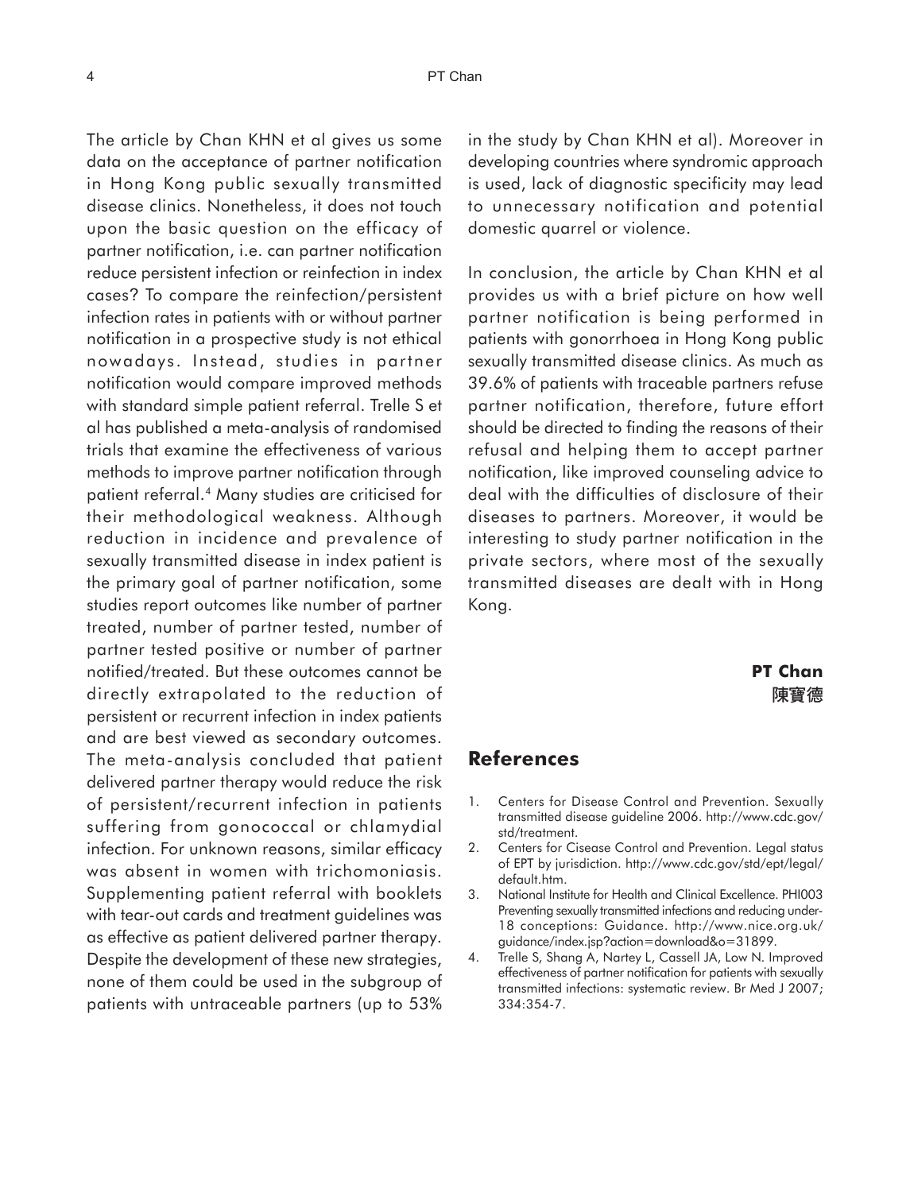The article by Chan KHN et al gives us some data on the acceptance of partner notification in Hong Kong public sexually transmitted disease clinics. Nonetheless, it does not touch upon the basic question on the efficacy of partner notification, i.e. can partner notification reduce persistent infection or reinfection in index cases? To compare the reinfection/persistent infection rates in patients with or without partner notification in a prospective study is not ethical nowadays. Instead, studies in partner notification would compare improved methods with standard simple patient referral. Trelle S et al has published a meta-analysis of randomised trials that examine the effectiveness of various methods to improve partner notification through patient referral.[4] Many studies are criticised for their methodological weakness. Although reduction in incidence and prevalence of sexually transmitted disease in index patient is the primary goal of partner notification, some studies report outcomes like number of partner treated, number of partner tested, number of partner tested positive or number of partner notified/treated. But these outcomes cannot be directly extrapolated to the reduction of persistent or recurrent infection in index patients and are best viewed as secondary outcomes. The meta-analysis concluded that patient delivered partner therapy would reduce the risk of persistent/recurrent infection in patients suffering from gonococcal or chlamydial infection. For unknown reasons, similar efficacy was absent in women with trichomoniasis. Supplementing patient referral with booklets with tear-out cards and treatment guidelines was as effective as patient delivered partner therapy. Despite the development of these new strategies, none of them could be used in the subgroup of patients with untraceable partners (up to 53% in the study by Chan KHN et al). Moreover in developing countries where syndromic approach is used, lack of diagnostic specificity may lead to unnecessary notification and potential domestic quarrel or violence.

In conclusion, the article by Chan KHN et al provides us with a brief picture on how well partner notification is being performed in patients with gonorrhoea in Hong Kong public sexually transmitted disease clinics. As much as 39.6% of patients with traceable partners refuse partner notification, therefore, future effort should be directed to finding the reasons of their refusal and helping them to accept partner notification, like improved counseling advice to deal with the difficulties of disclosure of their diseases to partners. Moreover, it would be interesting to study partner notification in the private sectors, where most of the sexually transmitted diseases are dealt with in Hong Kong.

**PT Chan**
**陳寶德**

## References

1. Centers for Disease Control and Prevention. Sexually transmitted disease guideline 2006. http://www.cdc.gov/std/treatment.
2. Centers for Cisease Control and Prevention. Legal status of EPT by jurisdiction. http://www.cdc.gov/std/ept/legal/default.htm.
3. National Institute for Health and Clinical Excellence. PHI003 Preventing sexually transmitted infections and reducing under-18 conceptions: Guidance. http://www.nice.org.uk/guidance/index.jsp?action=download&o=31899.
4. Trelle S, Shang A, Nartey L, Cassell JA, Low N. Improved effectiveness of partner notification for patients with sexually transmitted infections: systematic review. Br Med J 2007; 334:354-7.